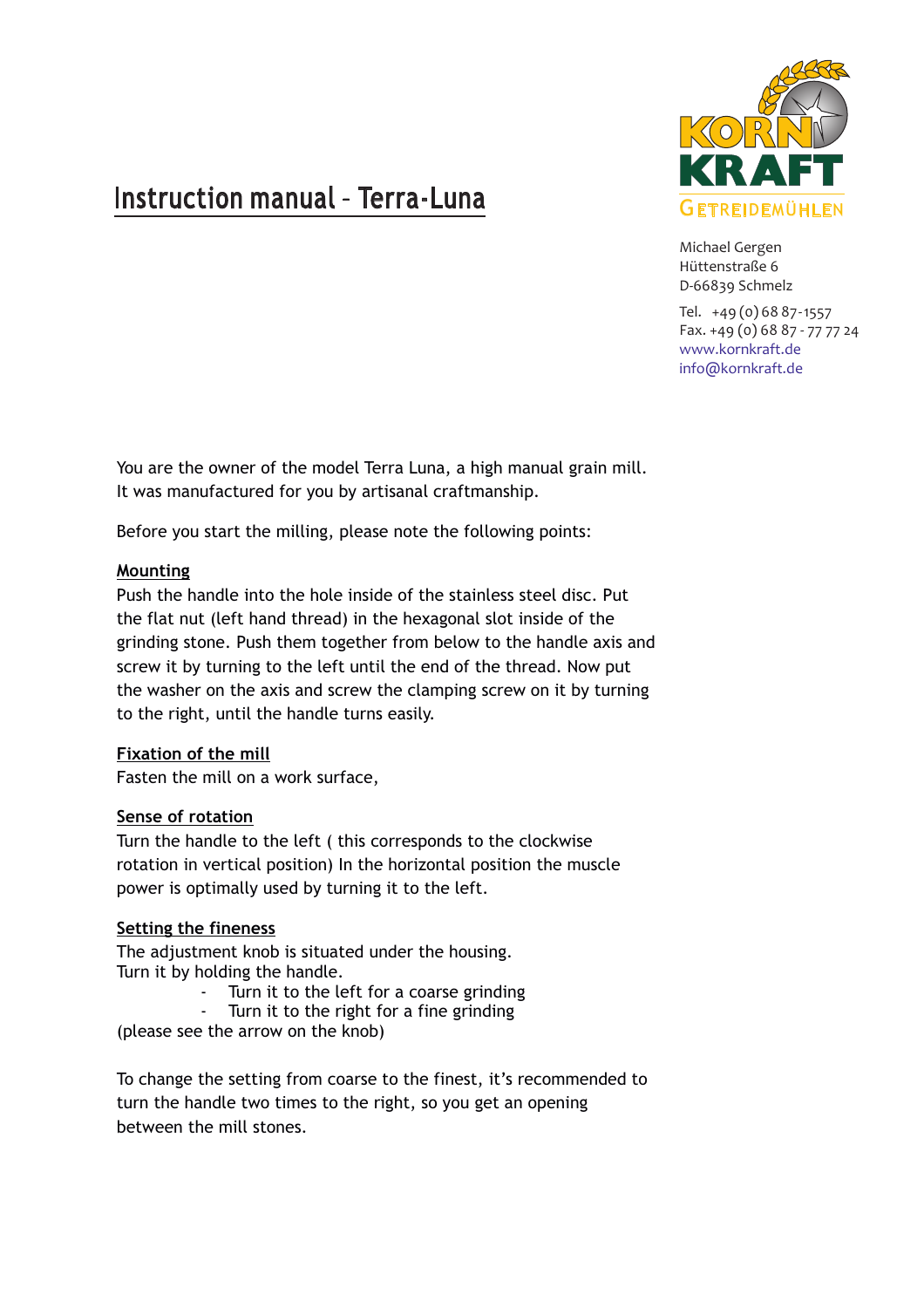# Instruction manual – Terra-Luna

KORN KRAFT
GETREIDEMÜHLEN

Michael Gergen
Hüttenstraße 6
D-66839 Schmelz

Tel. +49 (0) 68 87-1557
Fax. +49 (0) 68 87 - 77 77 24
www.kornkraft.de
info@kornkraft.de

You are the owner of the model Terra Luna, a high manual grain mill. It was manufactured for you by artisanal craftmanship.

Before you start the milling, please note the following points:

**Mounting**

Push the handle into the hole inside of the stainless steel disc. Put the flat nut (left hand thread) in the hexagonal slot inside of the grinding stone. Push them together from below to the handle axis and screw it by turning to the left until the end of the thread. Now put the washer on the axis and screw the clamping screw on it by turning to the right, until the handle turns easily.

**Fixation of the mill**

Fasten the mill on a work surface,

**Sense of rotation**

Turn the handle to the left ( this corresponds to the clockwise rotation in vertical position) In the horizontal position the muscle power is optimally used by turning it to the left.

**Setting the fineness**

The adjustment knob is situated under the housing.
Turn it by holding the handle.

- Turn it to the left for a coarse grinding
- Turn it to the right for a fine grinding

(please see the arrow on the knob)

To change the setting from coarse to the finest, it's recommended to turn the handle two times to the right, so you get an opening between the mill stones.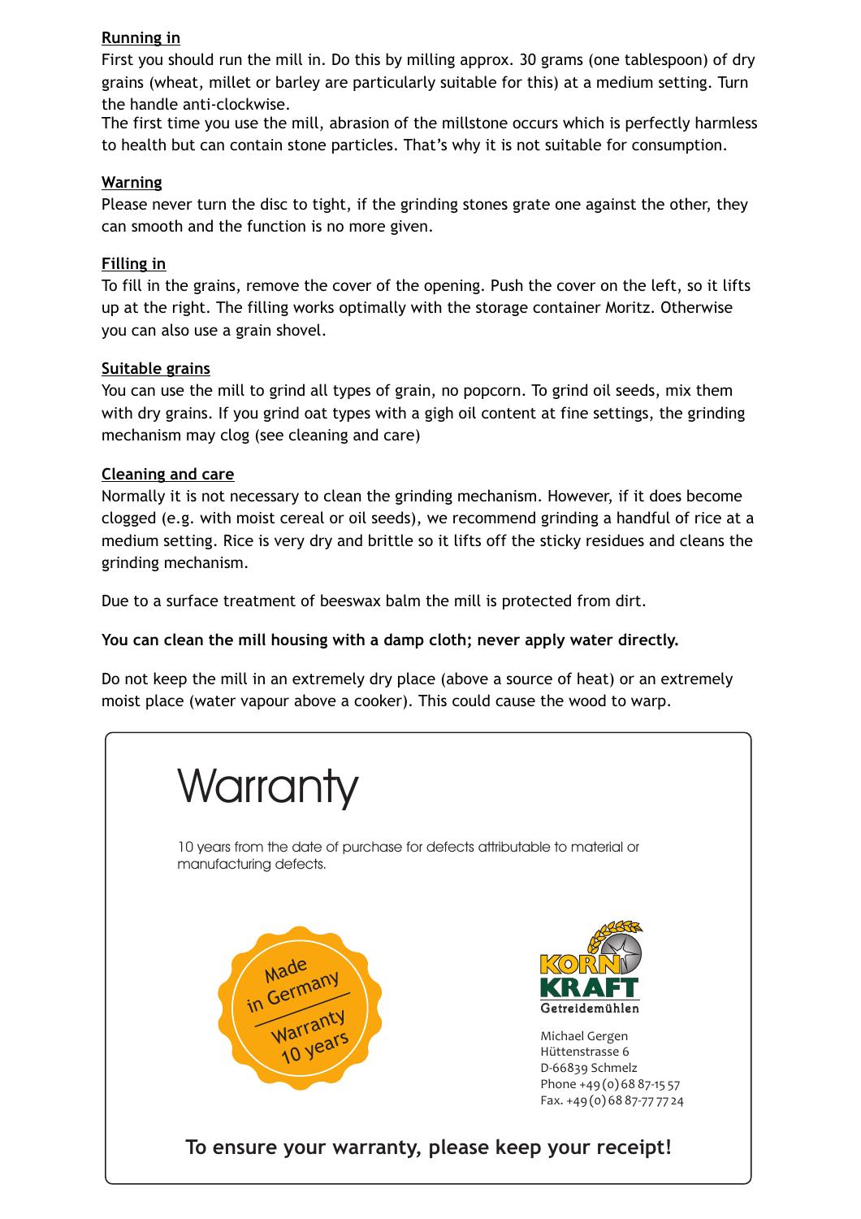**Running in**

First you should run the mill in. Do this by milling approx. 30 grams (one tablespoon) of dry grains (wheat, millet or barley are particularly suitable for this) at a medium setting. Turn the handle anti-clockwise.

The first time you use the mill, abrasion of the millstone occurs which is perfectly harmless to health but can contain stone particles. That's why it is not suitable for consumption.

**Warning**

Please never turn the disc to tight, if the grinding stones grate one against the other, they can smooth and the function is no more given.

**Filling in**

To fill in the grains, remove the cover of the opening. Push the cover on the left, so it lifts up at the right. The filling works optimally with the storage container Moritz. Otherwise you can also use a grain shovel.

**Suitable grains**

You can use the mill to grind all types of grain, no popcorn. To grind oil seeds, mix them with dry grains. If you grind oat types with a gigh oil content at fine settings, the grinding mechanism may clog (see cleaning and care)

**Cleaning and care**

Normally it is not necessary to clean the grinding mechanism. However, if it does become clogged (e.g. with moist cereal or oil seeds), we recommend grinding a handful of rice at a medium setting. Rice is very dry and brittle so it lifts off the sticky residues and cleans the grinding mechanism.

Due to a surface treatment of beeswax balm the mill is protected from dirt.

**You can clean the mill housing with a damp cloth; never apply water directly.**

Do not keep the mill in an extremely dry place (above a source of heat) or an extremely moist place (water vapour above a cooker). This could cause the wood to warp.

# Warranty

10 years from the date of purchase for defects attributable to material or manufacturing defects.

Made in Germany
Warranty 10 years

KORN KRAFT
Getreidemühlen

Michael Gergen
Hüttenstrasse 6
D-66839 Schmelz
Phone +49 (0) 68 87-15 57
Fax. +49 (0) 68 87-77 77 24

**To ensure your warranty, please keep your receipt!**